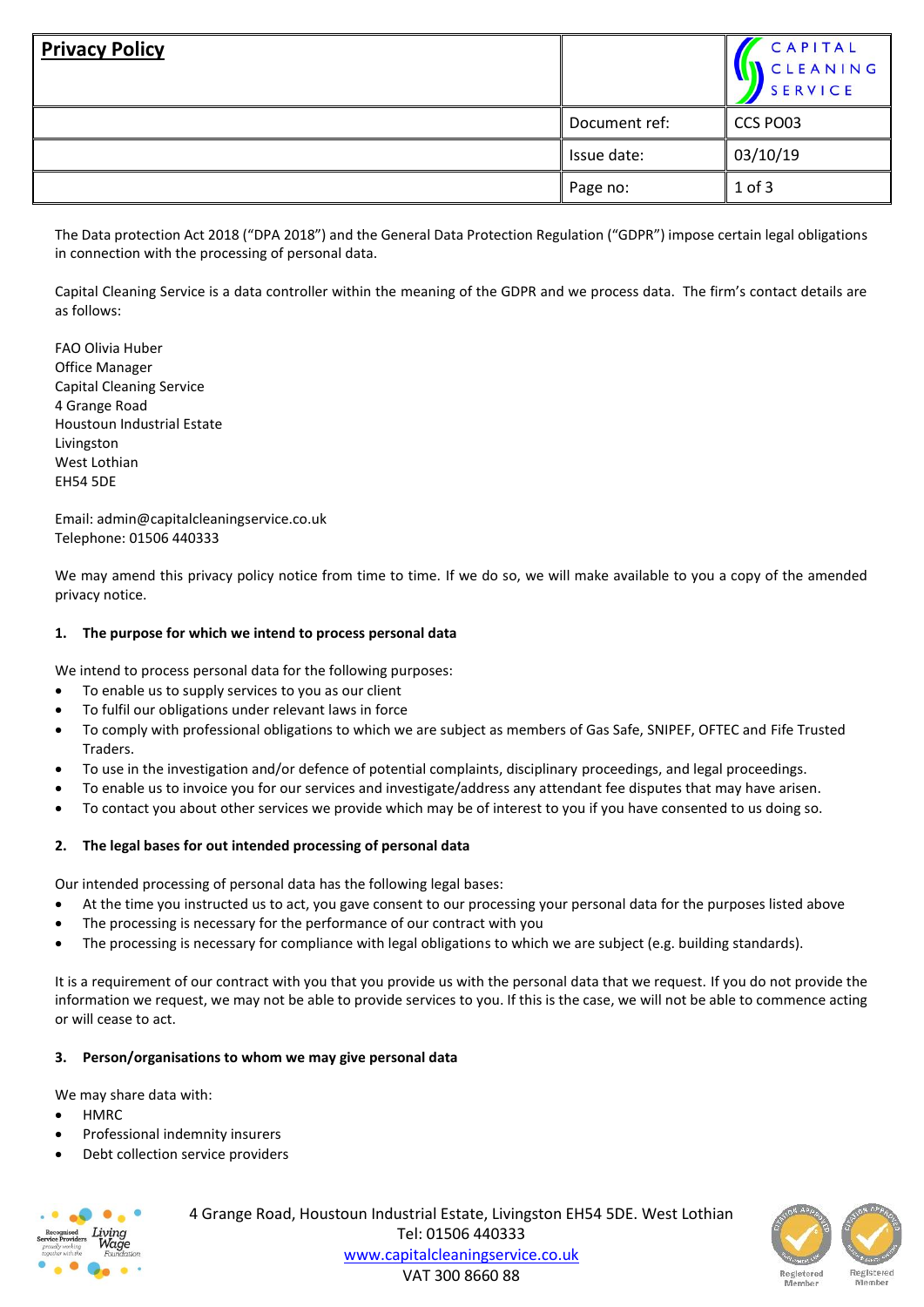# Privacy Policy

| | | |
|---|---|---|
| | Document ref: | CCS PO03 |
| | Issue date: | 03/10/19 |

The Data protection Act 2018 ("DPA 2018") and the General Data Protection Regulation ("GDPR") impose certain legal obligations in connection with the processing of personal data.

Capital Cleaning Service is a data controller within the meaning of the GDPR and we process data. The firm's contact details are as follows:

FAO Olivia Huber
Office Manager
Capital Cleaning Service
4 Grange Road
Houstoun Industrial Estate
Livingston
West Lothian
EH54 5DE

Email: admin@capitalcleaningservice.co.uk
Telephone: 01506 440333

We may amend this privacy policy notice from time to time. If we do so, we will make available to you a copy of the amended privacy notice.

**1. The purpose for which we intend to process personal data**

We intend to process personal data for the following purposes:

- To enable us to supply services to you as our client
- To fulfil our obligations under relevant laws in force
- To comply with professional obligations to which we are subject as members of Gas Safe, SNIPEF, OFTEC and Fife Trusted Traders.
- To use in the investigation and/or defence of potential complaints, disciplinary proceedings, and legal proceedings.
- To enable us to invoice you for our services and investigate/address any attendant fee disputes that may have arisen.
- To contact you about other services we provide which may be of interest to you if you have consented to us doing so.

**2. The legal bases for out intended processing of personal data**

Our intended processing of personal data has the following legal bases:

- At the time you instructed us to act, you gave consent to our processing your personal data for the purposes listed above
- The processing is necessary for the performance of our contract with you
- The processing is necessary for compliance with legal obligations to which we are subject (e.g. building standards).

It is a requirement of our contract with you that you provide us with the personal data that we request. If you do not provide the information we request, we may not be able to provide services to you. If this is the case, we will not be able to commence acting or will cease to act.

**3. Person/organisations to whom we may give personal data**

We may share data with:

- HMRC
- Professional indemnity insurers
- Debt collection service providers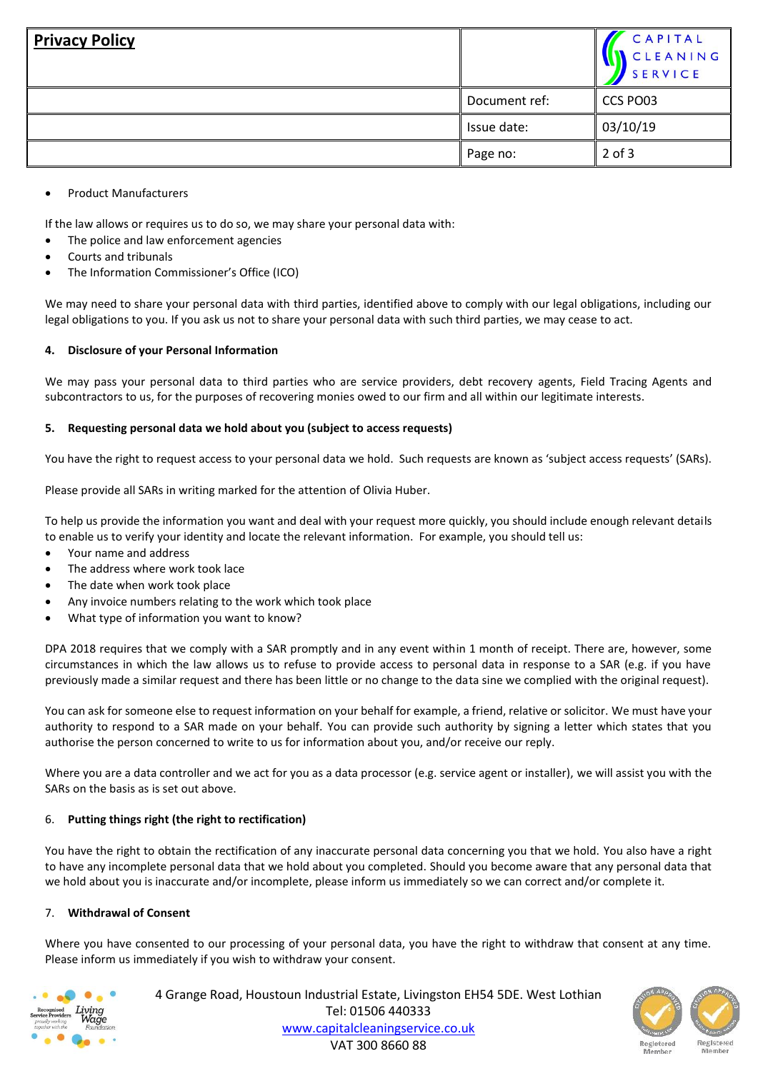- Product Manufacturers

If the law allows or requires us to do so, we may share your personal data with:

- The police and law enforcement agencies
- Courts and tribunals
- The Information Commissioner's Office (ICO)

We may need to share your personal data with third parties, identified above to comply with our legal obligations, including our legal obligations to you. If you ask us not to share your personal data with such third parties, we may cease to act.

**4. Disclosure of your Personal Information**

We may pass your personal data to third parties who are service providers, debt recovery agents, Field Tracing Agents and subcontractors to us, for the purposes of recovering monies owed to our firm and all within our legitimate interests.

**5. Requesting personal data we hold about you (subject to access requests)**

You have the right to request access to your personal data we hold. Such requests are known as 'subject access requests' (SARs).

Please provide all SARs in writing marked for the attention of Olivia Huber.

To help us provide the information you want and deal with your request more quickly, you should include enough relevant details to enable us to verify your identity and locate the relevant information. For example, you should tell us:

- Your name and address
- The address where work took lace
- The date when work took place
- Any invoice numbers relating to the work which took place
- What type of information you want to know?

DPA 2018 requires that we comply with a SAR promptly and in any event within 1 month of receipt. There are, however, some circumstances in which the law allows us to refuse to provide access to personal data in response to a SAR (e.g. if you have previously made a similar request and there has been little or no change to the data sine we complied with the original request).

You can ask for someone else to request information on your behalf for example, a friend, relative or solicitor. We must have your authority to respond to a SAR made on your behalf. You can provide such authority by signing a letter which states that you authorise the person concerned to write to us for information about you, and/or receive our reply.

Where you are a data controller and we act for you as a data processor (e.g. service agent or installer), we will assist you with the SARs on the basis as is set out above.

6. **Putting things right (the right to rectification)**

You have the right to obtain the rectification of any inaccurate personal data concerning you that we hold. You also have a right to have any incomplete personal data that we hold about you completed. Should you become aware that any personal data that we hold about you is inaccurate and/or incomplete, please inform us immediately so we can correct and/or complete it.

7. **Withdrawal of Consent**

Where you have consented to our processing of your personal data, you have the right to withdraw that consent at any time. Please inform us immediately if you wish to withdraw your consent.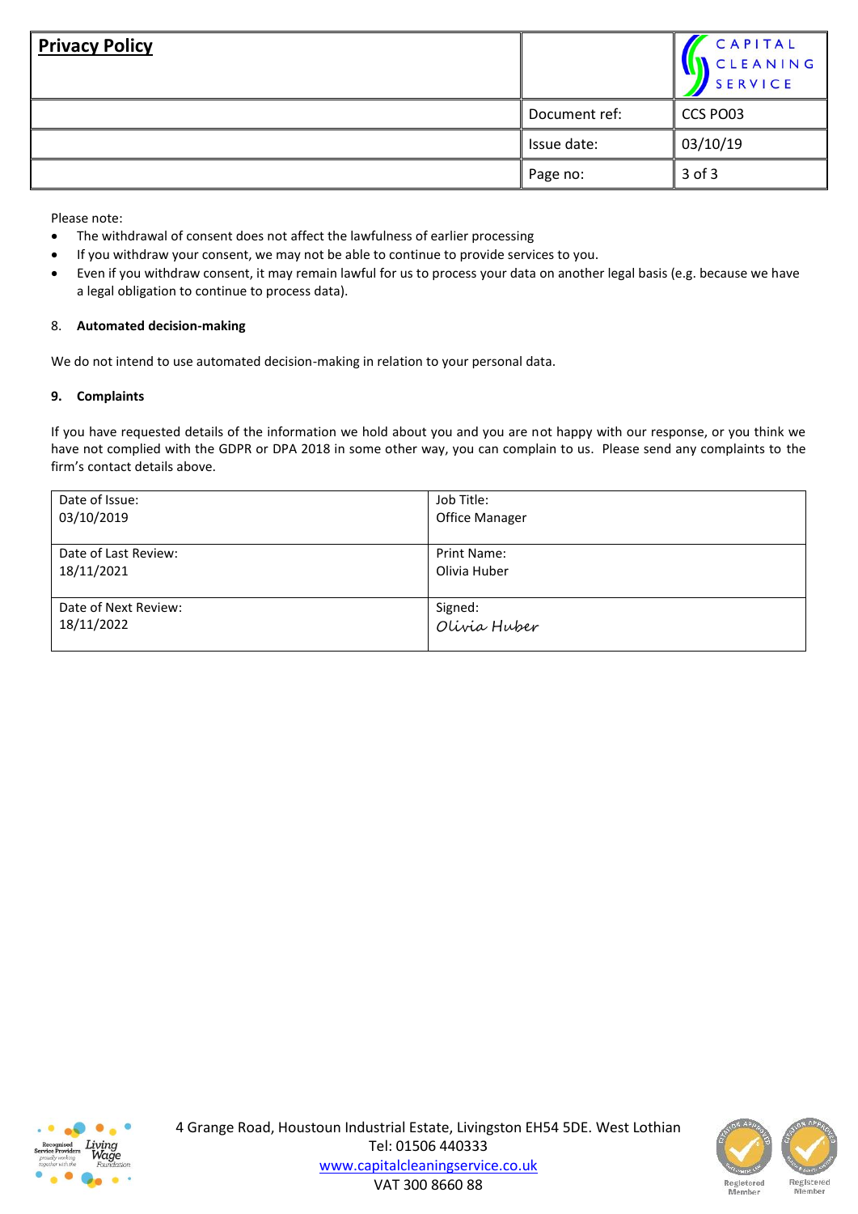Please note:

- The withdrawal of consent does not affect the lawfulness of earlier processing
- If you withdraw your consent, we may not be able to continue to provide services to you.
- Even if you withdraw consent, it may remain lawful for us to process your data on another legal basis (e.g. because we have a legal obligation to continue to process data).

8. **Automated decision-making**

We do not intend to use automated decision-making in relation to your personal data.

**9. Complaints**

If you have requested details of the information we hold about you and you are not happy with our response, or you think we have not complied with the GDPR or DPA 2018 in some other way, you can complain to us. Please send any complaints to the firm's contact details above.

| | |
|---|---|
| Date of Issue:<br>03/10/2019 | Job Title:<br>Office Manager |
| Date of Last Review:<br>18/11/2021 | Print Name:<br>Olivia Huber |
| Date of Next Review:<br>18/11/2022 | Signed:<br>Olivia Huber |